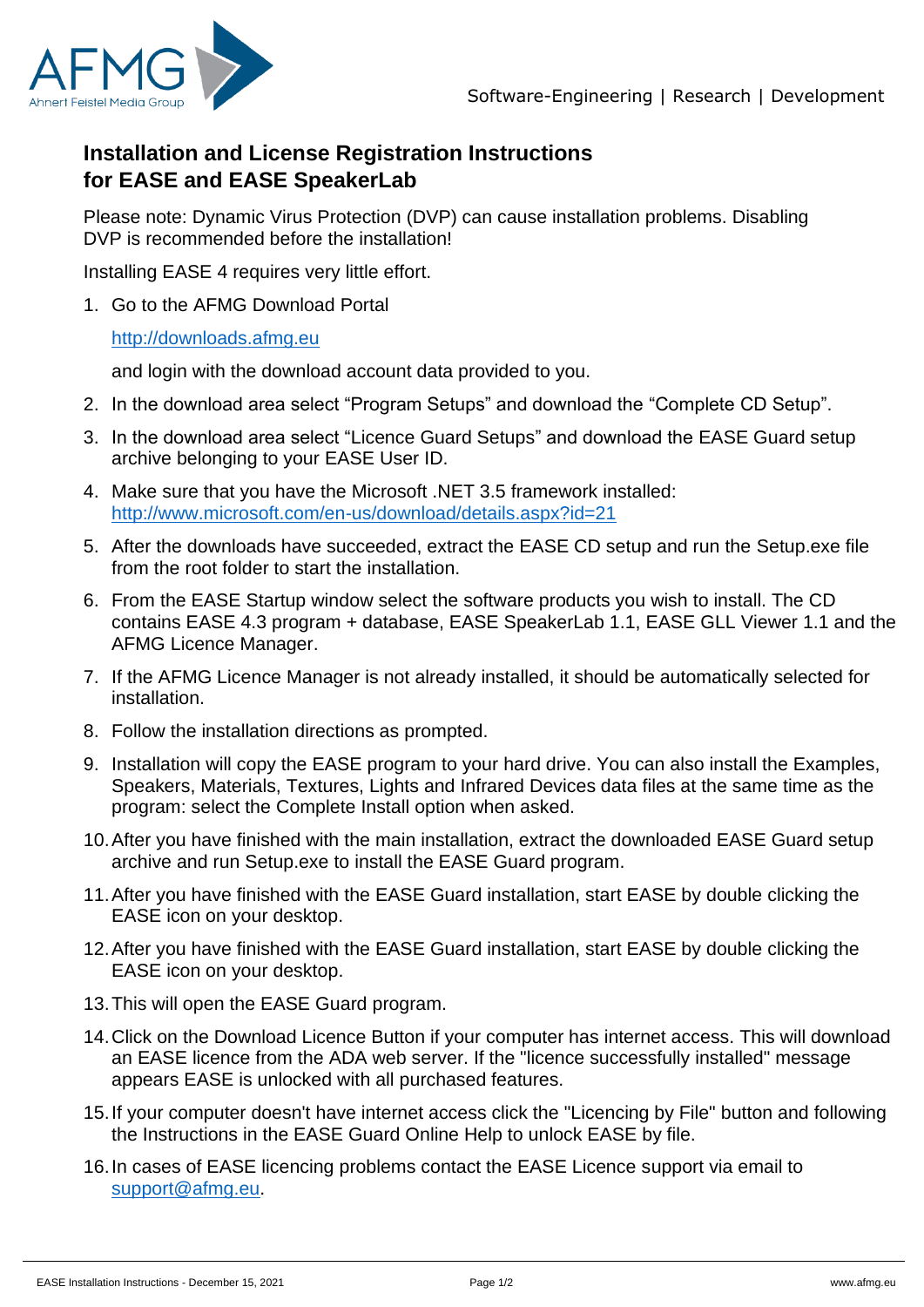## Installation and License Registration Instructions for EASE and EASE SpeakerLab

Please note: Dynamic Virus Protection (DVP) can cause installation problems. Disabling DVP is recommended before the installation!

Installing EASE 4 requires very little effort.

1. Go to the AFMG Download Portal

   http://downloads.afmg.eu

   and login with the download account data provided to you.

2. In the download area select “Program Setups” and download the “Complete CD Setup”.
3. In the download area select “Licence Guard Setups” and download the EASE Guard setup archive belonging to your EASE User ID.
4. Make sure that you have the Microsoft .NET 3.5 framework installed: http://www.microsoft.com/en-us/download/details.aspx?id=21
5. After the downloads have succeeded, extract the EASE CD setup and run the Setup.exe file from the root folder to start the installation.
6. From the EASE Startup window select the software products you wish to install. The CD contains EASE 4.3 program + database, EASE SpeakerLab 1.1, EASE GLL Viewer 1.1 and the AFMG Licence Manager.
7. If the AFMG Licence Manager is not already installed, it should be automatically selected for installation.
8. Follow the installation directions as prompted.
9. Installation will copy the EASE program to your hard drive. You can also install the Examples, Speakers, Materials, Textures, Lights and Infrared Devices data files at the same time as the program: select the Complete Install option when asked.
10. After you have finished with the main installation, extract the downloaded EASE Guard setup archive and run Setup.exe to install the EASE Guard program.
11. After you have finished with the EASE Guard installation, start EASE by double clicking the EASE icon on your desktop.
12. After you have finished with the EASE Guard installation, start EASE by double clicking the EASE icon on your desktop.
13. This will open the EASE Guard program.
14. Click on the Download Licence Button if your computer has internet access. This will download an EASE licence from the ADA web server. If the "licence successfully installed" message appears EASE is unlocked with all purchased features.
15. If your computer doesn't have internet access click the "Licencing by File" button and following the Instructions in the EASE Guard Online Help to unlock EASE by file.
16. In cases of EASE licencing problems contact the EASE Licence support via email to support@afmg.eu.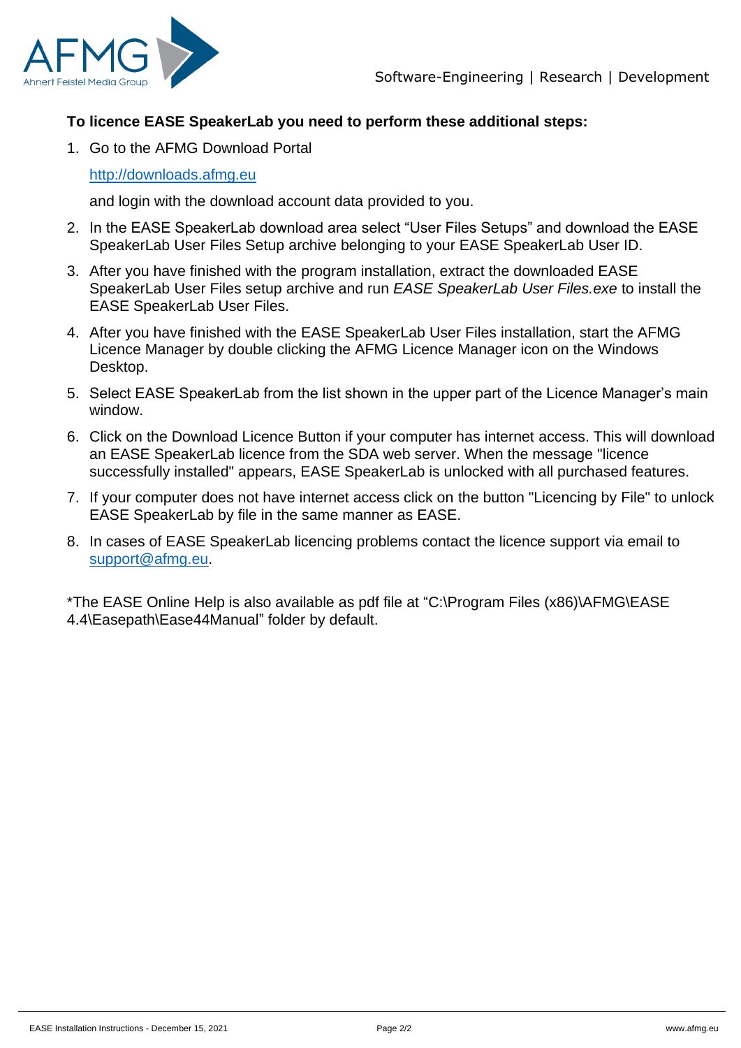**To licence EASE SpeakerLab you need to perform these additional steps:**

1. Go to the AFMG Download Portal

   http://downloads.afmg.eu

   and login with the download account data provided to you.

2. In the EASE SpeakerLab download area select “User Files Setups” and download the EASE SpeakerLab User Files Setup archive belonging to your EASE SpeakerLab User ID.
3. After you have finished with the program installation, extract the downloaded EASE SpeakerLab User Files setup archive and run *EASE SpeakerLab User Files.exe* to install the EASE SpeakerLab User Files.
4. After you have finished with the EASE SpeakerLab User Files installation, start the AFMG Licence Manager by double clicking the AFMG Licence Manager icon on the Windows Desktop.
5. Select EASE SpeakerLab from the list shown in the upper part of the Licence Manager’s main window.
6. Click on the Download Licence Button if your computer has internet access. This will download an EASE SpeakerLab licence from the SDA web server. When the message "licence successfully installed" appears, EASE SpeakerLab is unlocked with all purchased features.
7. If your computer does not have internet access click on the button "Licencing by File" to unlock EASE SpeakerLab by file in the same manner as EASE.
8. In cases of EASE SpeakerLab licencing problems contact the licence support via email to support@afmg.eu.

*The EASE Online Help is also available as pdf file at “C:\Program Files (x86)\AFMG\EASE 4.4\Easepath\Ease44Manual” folder by default.